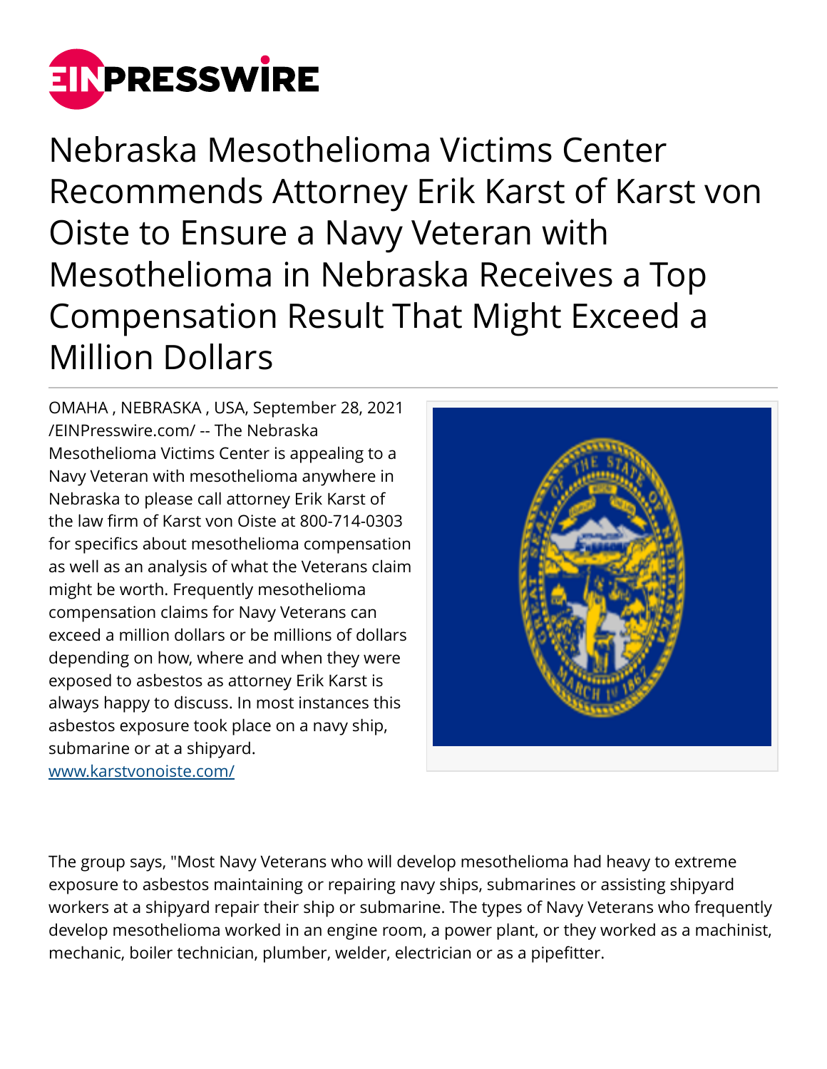# Nebraska Mesothelioma Victims Center Recommends Attorney Erik Karst of Karst von Oiste to Ensure a Navy Veteran with Mesothelioma in Nebraska Receives a Top Compensation Result That Might Exceed a Million Dollars

OMAHA , NEBRASKA , USA, September 28, 2021 /EINPresswire.com/ -- The Nebraska Mesothelioma Victims Center is appealing to a Navy Veteran with mesothelioma anywhere in Nebraska to please call attorney Erik Karst of the law firm of Karst von Oiste at 800-714-0303 for specifics about mesothelioma compensation as well as an analysis of what the Veterans claim might be worth. Frequently mesothelioma compensation claims for Navy Veterans can exceed a million dollars or be millions of dollars depending on how, where and when they were exposed to asbestos as attorney Erik Karst is always happy to discuss. In most instances this asbestos exposure took place on a navy ship, submarine or at a shipyard. www.karstvonoiste.com/

The group says, "Most Navy Veterans who will develop mesothelioma had heavy to extreme exposure to asbestos maintaining or repairing navy ships, submarines or assisting shipyard workers at a shipyard repair their ship or submarine. The types of Navy Veterans who frequently develop mesothelioma worked in an engine room, a power plant, or they worked as a machinist, mechanic, boiler technician, plumber, welder, electrician or as a pipefitter.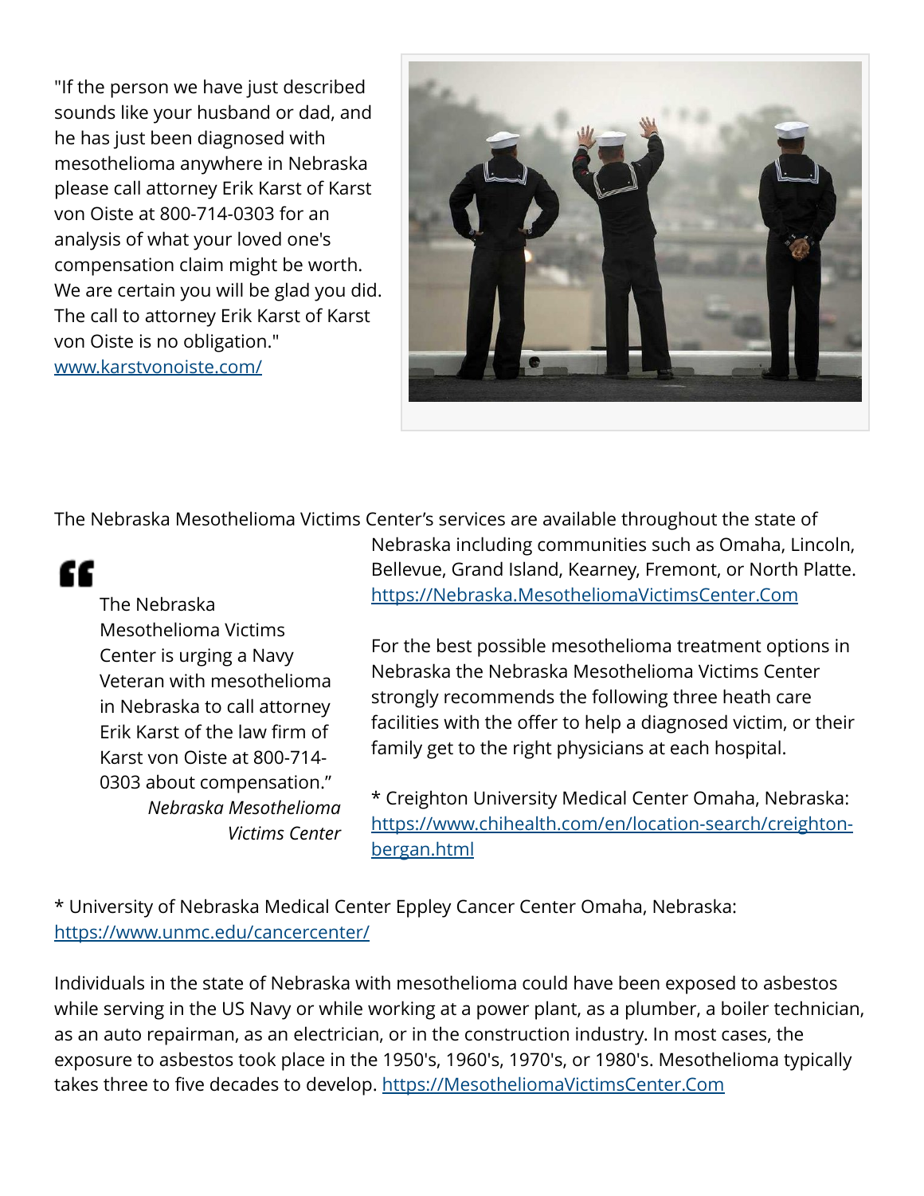"If the person we have just described sounds like your husband or dad, and he has just been diagnosed with mesothelioma anywhere in Nebraska please call attorney Erik Karst of Karst von Oiste at 800-714-0303 for an analysis of what your loved one's compensation claim might be worth. We are certain you will be glad you did. The call to attorney Erik Karst of Karst von Oiste is no obligation." [www.karstvonoiste.com/](www.karstvonoiste.com/)

The Nebraska Mesothelioma Victims Center's services are available throughout the state of Nebraska including communities such as Omaha, Lincoln, Bellevue, Grand Island, Kearney, Fremont, or North Platte. [https://Nebraska.MesotheliomaVictimsCenter.Com](https://Nebraska.MesotheliomaVictimsCenter.Com)

> The Nebraska Mesothelioma Victims Center is urging a Navy Veteran with mesothelioma in Nebraska to call attorney Erik Karst of the law firm of Karst von Oiste at 800-714-0303 about compensation."
>
> *Nebraska Mesothelioma Victims Center*

For the best possible mesothelioma treatment options in Nebraska the Nebraska Mesothelioma Victims Center strongly recommends the following three heath care facilities with the offer to help a diagnosed victim, or their family get to the right physicians at each hospital.

* Creighton University Medical Center Omaha, Nebraska: [https://www.chihealth.com/en/location-search/creighton-bergan.html](https://www.chihealth.com/en/location-search/creighton-bergan.html)

* University of Nebraska Medical Center Eppley Cancer Center Omaha, Nebraska: [https://www.unmc.edu/cancercenter/](https://www.unmc.edu/cancercenter/)

Individuals in the state of Nebraska with mesothelioma could have been exposed to asbestos while serving in the US Navy or while working at a power plant, as a plumber, a boiler technician, as an auto repairman, as an electrician, or in the construction industry. In most cases, the exposure to asbestos took place in the 1950's, 1960's, 1970's, or 1980's. Mesothelioma typically takes three to five decades to develop. [https://MesotheliomaVictimsCenter.Com](https://MesotheliomaVictimsCenter.Com)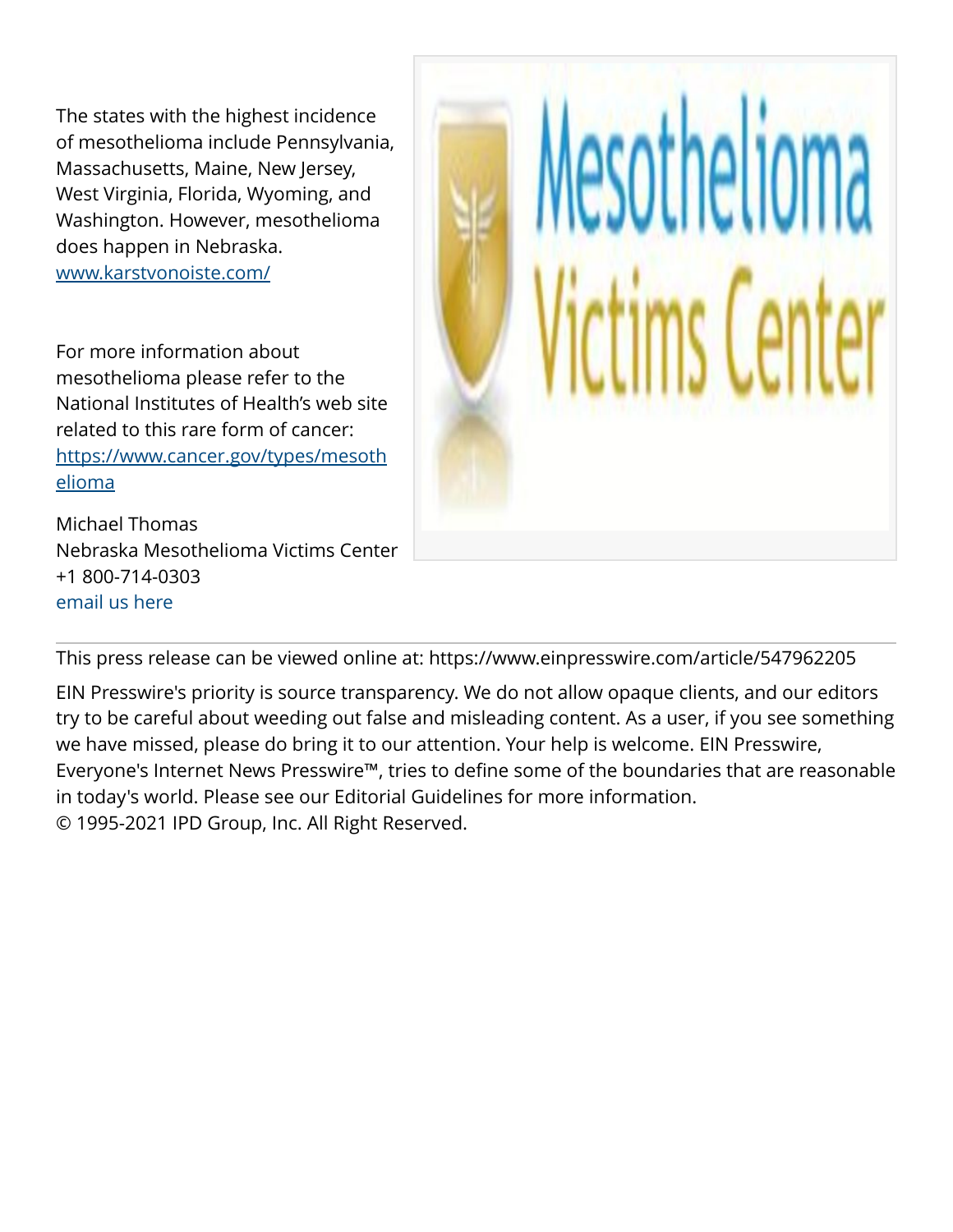The states with the highest incidence of mesothelioma include Pennsylvania, Massachusetts, Maine, New Jersey, West Virginia, Florida, Wyoming, and Washington. However, mesothelioma does happen in Nebraska. www.karstvonoiste.com/

For more information about mesothelioma please refer to the National Institutes of Health's web site related to this rare form of cancer: https://www.cancer.gov/types/mesothelioma

Michael Thomas
Nebraska Mesothelioma Victims Center
+1 800-714-0303
email us here

This press release can be viewed online at: https://www.einpresswire.com/article/547962205

EIN Presswire's priority is source transparency. We do not allow opaque clients, and our editors try to be careful about weeding out false and misleading content. As a user, if you see something we have missed, please do bring it to our attention. Your help is welcome. EIN Presswire, Everyone's Internet News Presswire™, tries to define some of the boundaries that are reasonable in today's world. Please see our Editorial Guidelines for more information.
© 1995-2021 IPD Group, Inc. All Right Reserved.